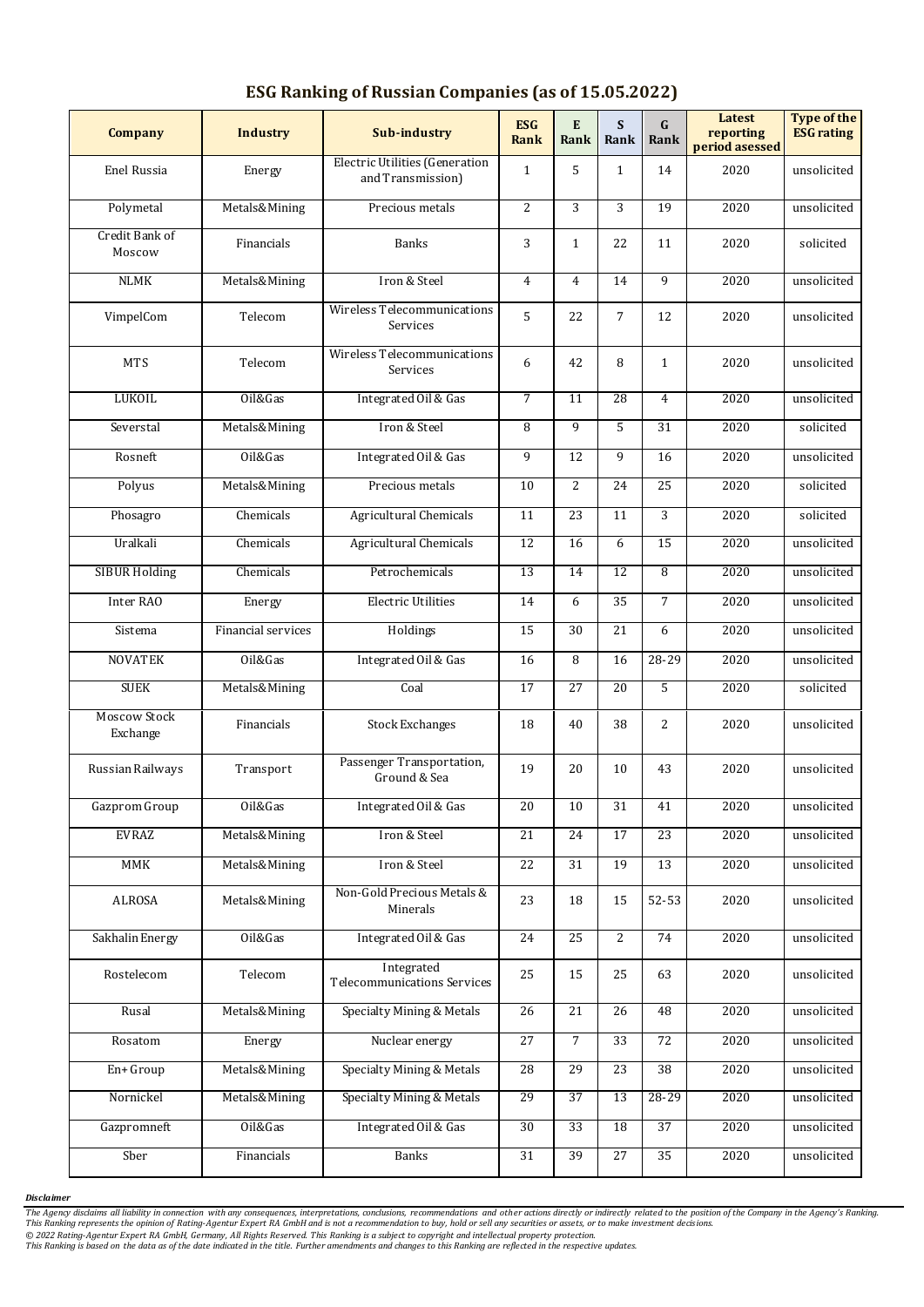## ESG Ranking of Russian Companies (as of 15.05.2022)

| Company | Industry | Sub-industry | ESG Rank | E Rank | S Rank | G Rank | Latest reporting period asessed | Type of the ESG rating |
|---|---|---|---|---|---|---|---|---|
| Enel Russia | Energy | Electric Utilities (Generation and Transmission) | 1 | 5 | 1 | 14 | 2020 | unsolicited |
| Polymetal | Metals&Mining | Precious metals | 2 | 3 | 3 | 19 | 2020 | unsolicited |
| Credit Bank of Moscow | Financials | Banks | 3 | 1 | 22 | 11 | 2020 | solicited |
| NLMK | Metals&Mining | Iron & Steel | 4 | 4 | 14 | 9 | 2020 | unsolicited |
| VimpelCom | Telecom | Wireless Telecommunications Services | 5 | 22 | 7 | 12 | 2020 | unsolicited |
| MTS | Telecom | Wireless Telecommunications Services | 6 | 42 | 8 | 1 | 2020 | unsolicited |
| LUKOIL | Oil&Gas | Integrated Oil & Gas | 7 | 11 | 28 | 4 | 2020 | unsolicited |
| Severstal | Metals&Mining | Iron & Steel | 8 | 9 | 5 | 31 | 2020 | solicited |
| Rosneft | Oil&Gas | Integrated Oil & Gas | 9 | 12 | 9 | 16 | 2020 | unsolicited |
| Polyus | Metals&Mining | Precious metals | 10 | 2 | 24 | 25 | 2020 | solicited |
| Phosagro | Chemicals | Agricultural Chemicals | 11 | 23 | 11 | 3 | 2020 | solicited |
| Uralkali | Chemicals | Agricultural Chemicals | 12 | 16 | 6 | 15 | 2020 | unsolicited |
| SIBUR Holding | Chemicals | Petrochemicals | 13 | 14 | 12 | 8 | 2020 | unsolicited |
| Inter RAO | Energy | Electric Utilities | 14 | 6 | 35 | 7 | 2020 | unsolicited |
| Sistema | Financial services | Holdings | 15 | 30 | 21 | 6 | 2020 | unsolicited |
| NOVATEK | Oil&Gas | Integrated Oil & Gas | 16 | 8 | 16 | 28-29 | 2020 | unsolicited |
| SUEK | Metals&Mining | Coal | 17 | 27 | 20 | 5 | 2020 | solicited |
| Moscow Stock Exchange | Financials | Stock Exchanges | 18 | 40 | 38 | 2 | 2020 | unsolicited |
| Russian Railways | Transport | Passenger Transportation, Ground & Sea | 19 | 20 | 10 | 43 | 2020 | unsolicited |
| Gazprom Group | Oil&Gas | Integrated Oil & Gas | 20 | 10 | 31 | 41 | 2020 | unsolicited |
| EVRAZ | Metals&Mining | Iron & Steel | 21 | 24 | 17 | 23 | 2020 | unsolicited |
| MMK | Metals&Mining | Iron & Steel | 22 | 31 | 19 | 13 | 2020 | unsolicited |
| ALROSA | Metals&Mining | Non-Gold Precious Metals & Minerals | 23 | 18 | 15 | 52-53 | 2020 | unsolicited |
| Sakhalin Energy | Oil&Gas | Integrated Oil & Gas | 24 | 25 | 2 | 74 | 2020 | unsolicited |
| Rostelecom | Telecom | Integrated Telecommunications Services | 25 | 15 | 25 | 63 | 2020 | unsolicited |
| Rusal | Metals&Mining | Specialty Mining & Metals | 26 | 21 | 26 | 48 | 2020 | unsolicited |
| Rosatom | Energy | Nuclear energy | 27 | 7 | 33 | 72 | 2020 | unsolicited |
| En+ Group | Metals&Mining | Specialty Mining & Metals | 28 | 29 | 23 | 38 | 2020 | unsolicited |
| Nornickel | Metals&Mining | Specialty Mining & Metals | 29 | 37 | 13 | 28-29 | 2020 | unsolicited |
| Gazpromneft | Oil&Gas | Integrated Oil & Gas | 30 | 33 | 18 | 37 | 2020 | unsolicited |
| Sber | Financials | Banks | 31 | 39 | 27 | 35 | 2020 | unsolicited |

***Disclaimer***

*The Agency disclaims all liability in connection with any consequences, interpretations, conclusions, recommendations and other actions directly or indirectly related to the position of the Company in the Agency's Ranking. This Ranking represents the opinion of Rating-Agentur Expert RA GmbH and is not a recommendation to buy, hold or sell any securities or assets, or to make investment decisions.*
*© 2022 Rating-Agentur Expert RA GmbH, Germany, All Rights Reserved. This Ranking is a subject to copyright and intellectual property protection.*
*This Ranking is based on the data as of the date indicated in the title. Further amendments and changes to this Ranking are reflected in the respective updates.*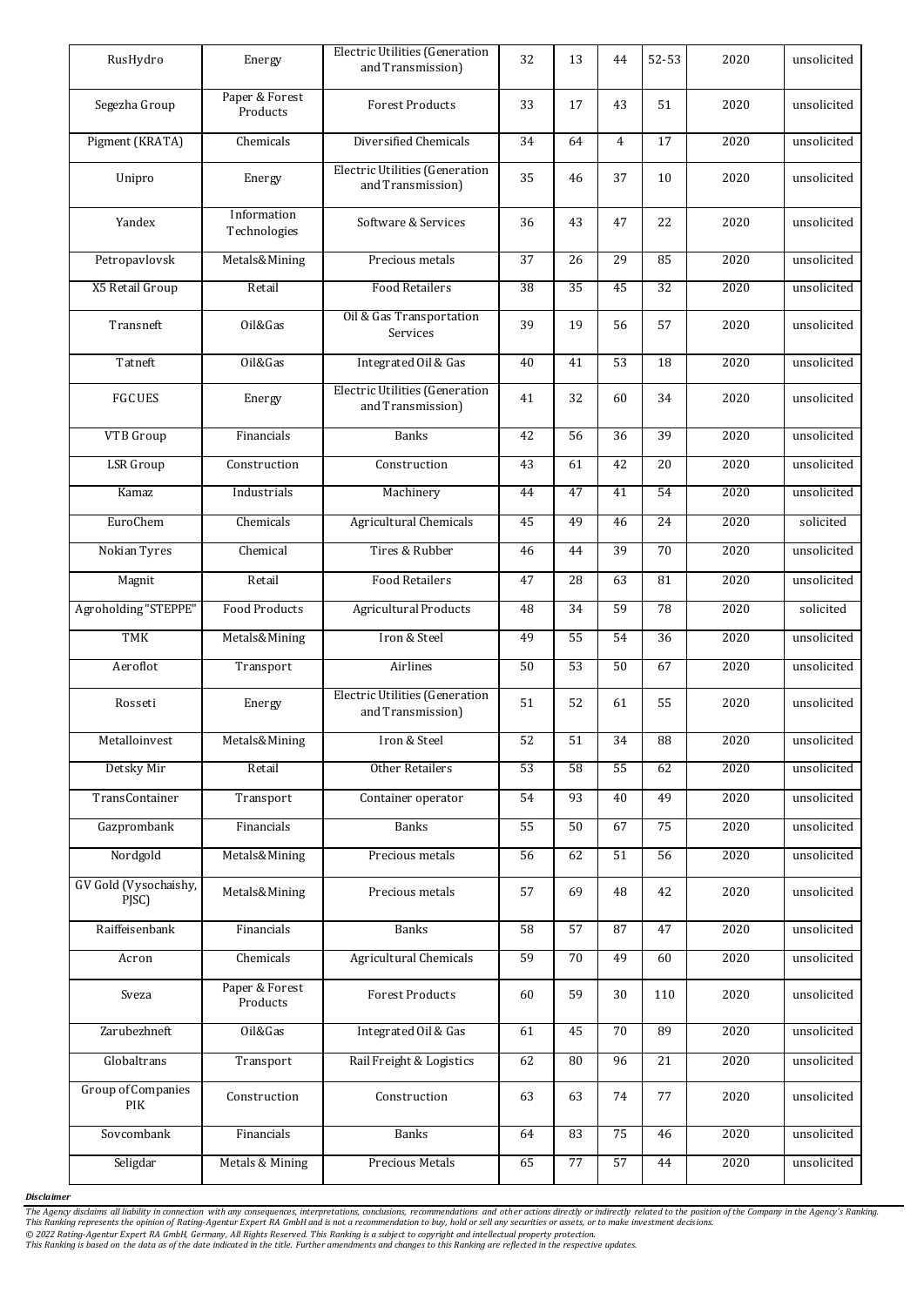| RusHydro | Energy | Electric Utilities (Generation and Transmission) | 32 | 13 | 44 | 52-53 | 2020 | unsolicited |
|---|---|---|---|---|---|---|---|---|
| Segezha Group | Paper & Forest Products | Forest Products | 33 | 17 | 43 | 51 | 2020 | unsolicited |
| Pigment (KRATA) | Chemicals | Diversified Chemicals | 34 | 64 | 4 | 17 | 2020 | unsolicited |
| Unipro | Energy | Electric Utilities (Generation and Transmission) | 35 | 46 | 37 | 10 | 2020 | unsolicited |
| Yandex | Information Technologies | Software & Services | 36 | 43 | 47 | 22 | 2020 | unsolicited |
| Petropavlovsk | Metals&Mining | Precious metals | 37 | 26 | 29 | 85 | 2020 | unsolicited |
| X5 Retail Group | Retail | Food Retailers | 38 | 35 | 45 | 32 | 2020 | unsolicited |
| Transneft | Oil&Gas | Oil & Gas Transportation Services | 39 | 19 | 56 | 57 | 2020 | unsolicited |
| Tatneft | Oil&Gas | Integrated Oil & Gas | 40 | 41 | 53 | 18 | 2020 | unsolicited |
| FGC UES | Energy | Electric Utilities (Generation and Transmission) | 41 | 32 | 60 | 34 | 2020 | unsolicited |
| VTB Group | Financials | Banks | 42 | 56 | 36 | 39 | 2020 | unsolicited |
| LSR Group | Construction | Construction | 43 | 61 | 42 | 20 | 2020 | unsolicited |
| Kamaz | Industrials | Machinery | 44 | 47 | 41 | 54 | 2020 | unsolicited |
| EuroChem | Chemicals | Agricultural Chemicals | 45 | 49 | 46 | 24 | 2020 | solicited |
| Nokian Tyres | Chemical | Tires & Rubber | 46 | 44 | 39 | 70 | 2020 | unsolicited |
| Magnit | Retail | Food Retailers | 47 | 28 | 63 | 81 | 2020 | unsolicited |
| Agroholding "STEPPE" | Food Products | Agricultural Products | 48 | 34 | 59 | 78 | 2020 | solicited |
| TMK | Metals&Mining | Iron & Steel | 49 | 55 | 54 | 36 | 2020 | unsolicited |
| Aeroflot | Transport | Airlines | 50 | 53 | 50 | 67 | 2020 | unsolicited |
| Rosseti | Energy | Electric Utilities (Generation and Transmission) | 51 | 52 | 61 | 55 | 2020 | unsolicited |
| Metalloinvest | Metals&Mining | Iron & Steel | 52 | 51 | 34 | 88 | 2020 | unsolicited |
| Detsky Mir | Retail | Other Retailers | 53 | 58 | 55 | 62 | 2020 | unsolicited |
| TransContainer | Transport | Container operator | 54 | 93 | 40 | 49 | 2020 | unsolicited |
| Gazprombank | Financials | Banks | 55 | 50 | 67 | 75 | 2020 | unsolicited |
| Nordgold | Metals&Mining | Precious metals | 56 | 62 | 51 | 56 | 2020 | unsolicited |
| GV Gold (Vysochaishy, PJSC) | Metals&Mining | Precious metals | 57 | 69 | 48 | 42 | 2020 | unsolicited |
| Raiffeisenbank | Financials | Banks | 58 | 57 | 87 | 47 | 2020 | unsolicited |
| Acron | Chemicals | Agricultural Chemicals | 59 | 70 | 49 | 60 | 2020 | unsolicited |
| Sveza | Paper & Forest Products | Forest Products | 60 | 59 | 30 | 110 | 2020 | unsolicited |
| Zarubezhneft | Oil&Gas | Integrated Oil & Gas | 61 | 45 | 70 | 89 | 2020 | unsolicited |
| Globaltrans | Transport | Rail Freight & Logistics | 62 | 80 | 96 | 21 | 2020 | unsolicited |
| Group of Companies PIK | Construction | Construction | 63 | 63 | 74 | 77 | 2020 | unsolicited |
| Sovcombank | Financials | Banks | 64 | 83 | 75 | 46 | 2020 | unsolicited |
| Seligdar | Metals & Mining | Precious Metals | 65 | 77 | 57 | 44 | 2020 | unsolicited |

***Disclaimer***

*The Agency disclaims all liability in connection with any consequences, interpretations, conclusions, recommendations and other actions directly or indirectly related to the position of the Company in the Agency's Ranking. This Ranking represents the opinion of Rating-Agentur Expert RA GmbH and is not a recommendation to buy, hold or sell any securities or assets, or to make investment decisions.*
*© 2022 Rating-Agentur Expert RA GmbH, Germany, All Rights Reserved. This Ranking is a subject to copyright and intellectual property protection.*
*This Ranking is based on the data as of the date indicated in the title. Further amendments and changes to this Ranking are reflected in the respective updates.*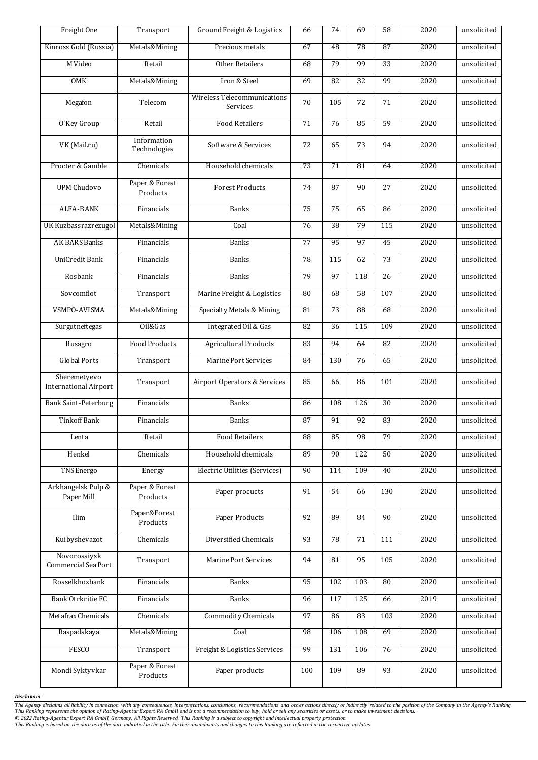| | | | | | | | | |
|---|---|---|---|---|---|---|---|---|
| Freight One | Transport | Ground Freight & Logistics | 66 | 74 | 69 | 58 | 2020 | unsolicited |
| Kinross Gold (Russia) | Metals&Mining | Precious metals | 67 | 48 | 78 | 87 | 2020 | unsolicited |
| M Video | Retail | Other Retailers | 68 | 79 | 99 | 33 | 2020 | unsolicited |
| OMK | Metals&Mining | Iron & Steel | 69 | 82 | 32 | 99 | 2020 | unsolicited |
| Megafon | Telecom | Wireless Telecommunications Services | 70 | 105 | 72 | 71 | 2020 | unsolicited |
| O'Key Group | Retail | Food Retailers | 71 | 76 | 85 | 59 | 2020 | unsolicited |
| VK (Mail.ru) | Information Technologies | Software & Services | 72 | 65 | 73 | 94 | 2020 | unsolicited |
| Procter & Gamble | Chemicals | Household chemicals | 73 | 71 | 81 | 64 | 2020 | unsolicited |
| UPM Chudovo | Paper & Forest Products | Forest Products | 74 | 87 | 90 | 27 | 2020 | unsolicited |
| ALFA-BANK | Financials | Banks | 75 | 75 | 65 | 86 | 2020 | unsolicited |
| UK Kuzbassrazrezugol | Metals&Mining | Coal | 76 | 38 | 79 | 115 | 2020 | unsolicited |
| AK BARS Banks | Financials | Banks | 77 | 95 | 97 | 45 | 2020 | unsolicited |
| UniCredit Bank | Financials | Banks | 78 | 115 | 62 | 73 | 2020 | unsolicited |
| Rosbank | Financials | Banks | 79 | 97 | 118 | 26 | 2020 | unsolicited |
| Sovcomflot | Transport | Marine Freight & Logistics | 80 | 68 | 58 | 107 | 2020 | unsolicited |
| VSMPO-AVISMA | Metals&Mining | Specialty Metals & Mining | 81 | 73 | 88 | 68 | 2020 | unsolicited |
| Surgutneftegas | Oil&Gas | Integrated Oil & Gas | 82 | 36 | 115 | 109 | 2020 | unsolicited |
| Rusagro | Food Products | Agricultural Products | 83 | 94 | 64 | 82 | 2020 | unsolicited |
| Global Ports | Transport | Marine Port Services | 84 | 130 | 76 | 65 | 2020 | unsolicited |
| Sheremetyevo International Airport | Transport | Airport Operators & Services | 85 | 66 | 86 | 101 | 2020 | unsolicited |
| Bank Saint-Peterburg | Financials | Banks | 86 | 108 | 126 | 30 | 2020 | unsolicited |
| Tinkoff Bank | Financials | Banks | 87 | 91 | 92 | 83 | 2020 | unsolicited |
| Lenta | Retail | Food Retailers | 88 | 85 | 98 | 79 | 2020 | unsolicited |
| Henkel | Chemicals | Household chemicals | 89 | 90 | 122 | 50 | 2020 | unsolicited |
| TNS Energo | Energy | Electric Utilities (Services) | 90 | 114 | 109 | 40 | 2020 | unsolicited |
| Arkhangelsk Pulp & Paper Mill | Paper & Forest Products | Paper procucts | 91 | 54 | 66 | 130 | 2020 | unsolicited |
| Ilim | Paper&Forest Products | Paper Products | 92 | 89 | 84 | 90 | 2020 | unsolicited |
| Kuibyshevazot | Chemicals | Diversified Chemicals | 93 | 78 | 71 | 111 | 2020 | unsolicited |
| Novorossiysk Commercial Sea Port | Transport | Marine Port Services | 94 | 81 | 95 | 105 | 2020 | unsolicited |
| Rosselkhozbank | Financials | Banks | 95 | 102 | 103 | 80 | 2020 | unsolicited |
| Bank Otrkritie FC | Financials | Banks | 96 | 117 | 125 | 66 | 2019 | unsolicited |
| Metafrax Chemicals | Chemicals | Commodity Chemicals | 97 | 86 | 83 | 103 | 2020 | unsolicited |
| Raspadskaya | Metals&Mining | Coal | 98 | 106 | 108 | 69 | 2020 | unsolicited |
| FESCO | Transport | Freight & Logistics Services | 99 | 131 | 106 | 76 | 2020 | unsolicited |
| Mondi Syktyvkar | Paper & Forest Products | Paper products | 100 | 109 | 89 | 93 | 2020 | unsolicited |

***Disclaimer***

*The Agency disclaims all liability in connection with any consequences, interpretations, conclusions, recommendations and other actions directly or indirectly related to the position of the Company in the Agency's Ranking. This Ranking represents the opinion of Rating-Agentur Expert RA GmbH and is not a recommendation to buy, hold or sell any securities or assets, or to make investment decisions.*
*© 2022 Rating-Agentur Expert RA GmbH, Germany, All Rights Reserved. This Ranking is a subject to copyright and intellectual property protection.*
*This Ranking is based on the data as of the date indicated in the title. Further amendments and changes to this Ranking are reflected in the respective updates.*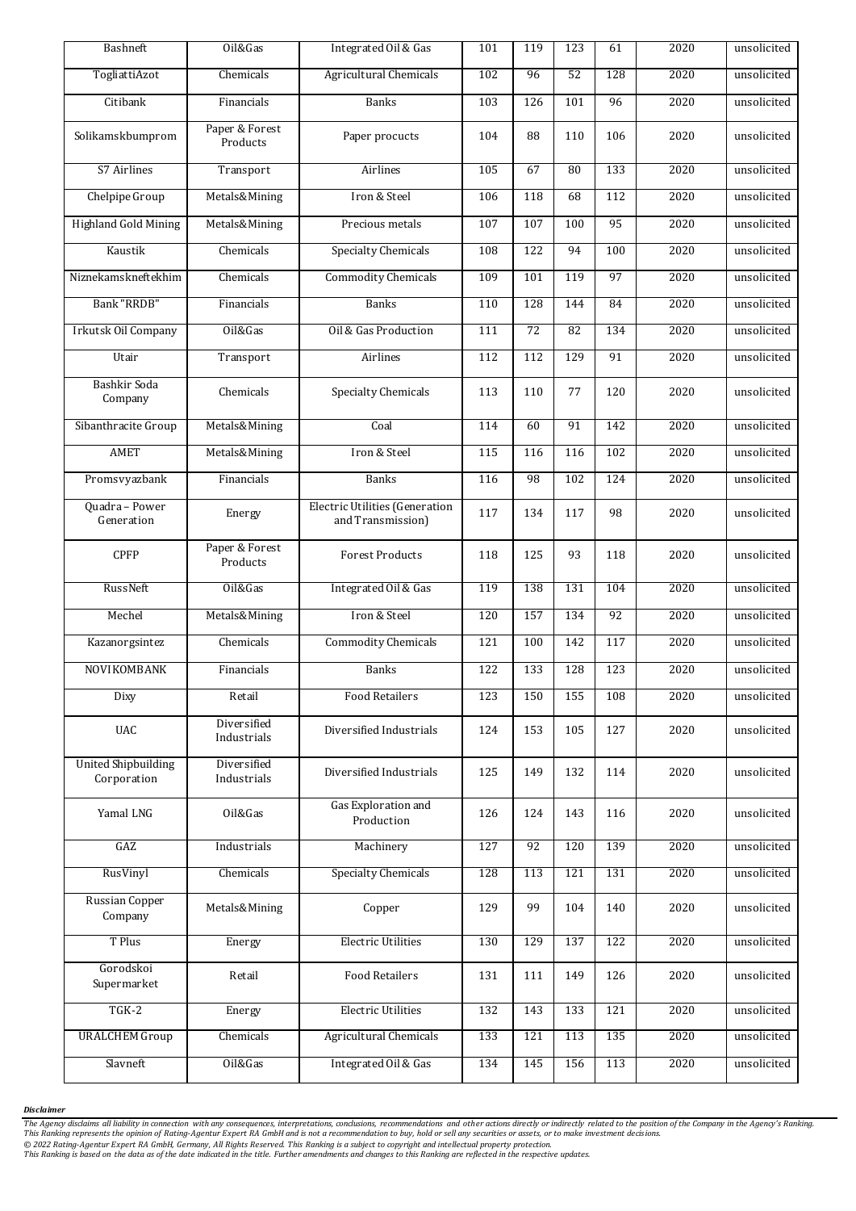| Bashneft | Oil&Gas | Integrated Oil & Gas | 101 | 119 | 123 | 61 | 2020 | unsolicited |
|---|---|---|---|---|---|---|---|---|
| TogliattiAzot | Chemicals | Agricultural Chemicals | 102 | 96 | 52 | 128 | 2020 | unsolicited |
| Citibank | Financials | Banks | 103 | 126 | 101 | 96 | 2020 | unsolicited |
| Solikamskbumprom | Paper & Forest Products | Paper procucts | 104 | 88 | 110 | 106 | 2020 | unsolicited |
| S7 Airlines | Transport | Airlines | 105 | 67 | 80 | 133 | 2020 | unsolicited |
| Chelpipe Group | Metals&Mining | Iron & Steel | 106 | 118 | 68 | 112 | 2020 | unsolicited |
| Highland Gold Mining | Metals&Mining | Precious metals | 107 | 107 | 100 | 95 | 2020 | unsolicited |
| Kaustik | Chemicals | Specialty Chemicals | 108 | 122 | 94 | 100 | 2020 | unsolicited |
| Niznekamskneftekhim | Chemicals | Commodity Chemicals | 109 | 101 | 119 | 97 | 2020 | unsolicited |
| Bank "RRDB" | Financials | Banks | 110 | 128 | 144 | 84 | 2020 | unsolicited |
| Irkutsk Oil Company | Oil&Gas | Oil & Gas Production | 111 | 72 | 82 | 134 | 2020 | unsolicited |
| Utair | Transport | Airlines | 112 | 112 | 129 | 91 | 2020 | unsolicited |
| Bashkir Soda Company | Chemicals | Specialty Chemicals | 113 | 110 | 77 | 120 | 2020 | unsolicited |
| Sibanthracite Group | Metals&Mining | Coal | 114 | 60 | 91 | 142 | 2020 | unsolicited |
| AMET | Metals&Mining | Iron & Steel | 115 | 116 | 116 | 102 | 2020 | unsolicited |
| Promsvyazbank | Financials | Banks | 116 | 98 | 102 | 124 | 2020 | unsolicited |
| Quadra – Power Generation | Energy | Electric Utilities (Generation and Transmission) | 117 | 134 | 117 | 98 | 2020 | unsolicited |
| CPFP | Paper & Forest Products | Forest Products | 118 | 125 | 93 | 118 | 2020 | unsolicited |
| RussNeft | Oil&Gas | Integrated Oil & Gas | 119 | 138 | 131 | 104 | 2020 | unsolicited |
| Mechel | Metals&Mining | Iron & Steel | 120 | 157 | 134 | 92 | 2020 | unsolicited |
| Kazanorgsintez | Chemicals | Commodity Chemicals | 121 | 100 | 142 | 117 | 2020 | unsolicited |
| NOVIKOMBANK | Financials | Banks | 122 | 133 | 128 | 123 | 2020 | unsolicited |
| Dixy | Retail | Food Retailers | 123 | 150 | 155 | 108 | 2020 | unsolicited |
| UAC | Diversified Industrials | Diversified Industrials | 124 | 153 | 105 | 127 | 2020 | unsolicited |
| United Shipbuilding Corporation | Diversified Industrials | Diversified Industrials | 125 | 149 | 132 | 114 | 2020 | unsolicited |
| Yamal LNG | Oil&Gas | Gas Exploration and Production | 126 | 124 | 143 | 116 | 2020 | unsolicited |
| GAZ | Industrials | Machinery | 127 | 92 | 120 | 139 | 2020 | unsolicited |
| RusVinyl | Chemicals | Specialty Chemicals | 128 | 113 | 121 | 131 | 2020 | unsolicited |
| Russian Copper Company | Metals&Mining | Copper | 129 | 99 | 104 | 140 | 2020 | unsolicited |
| T Plus | Energy | Electric Utilities | 130 | 129 | 137 | 122 | 2020 | unsolicited |
| Gorodskoi Supermarket | Retail | Food Retailers | 131 | 111 | 149 | 126 | 2020 | unsolicited |
| TGK-2 | Energy | Electric Utilities | 132 | 143 | 133 | 121 | 2020 | unsolicited |
| URALCHEM Group | Chemicals | Agricultural Chemicals | 133 | 121 | 113 | 135 | 2020 | unsolicited |
| Slavneft | Oil&Gas | Integrated Oil & Gas | 134 | 145 | 156 | 113 | 2020 | unsolicited |

***Disclaimer***

*The Agency disclaims all liability in connection with any consequences, interpretations, conclusions, recommendations and other actions directly or indirectly related to the position of the Company in the Agency's Ranking. This Ranking represents the opinion of Rating-Agentur Expert RA GmbH and is not a recommendation to buy, hold or sell any securities or assets, or to make investment decisions.*
*© 2022 Rating-Agentur Expert RA GmbH, Germany, All Rights Reserved. This Ranking is a subject to copyright and intellectual property protection.*
*This Ranking is based on the data as of the date indicated in the title. Further amendments and changes to this Ranking are reflected in the respective updates.*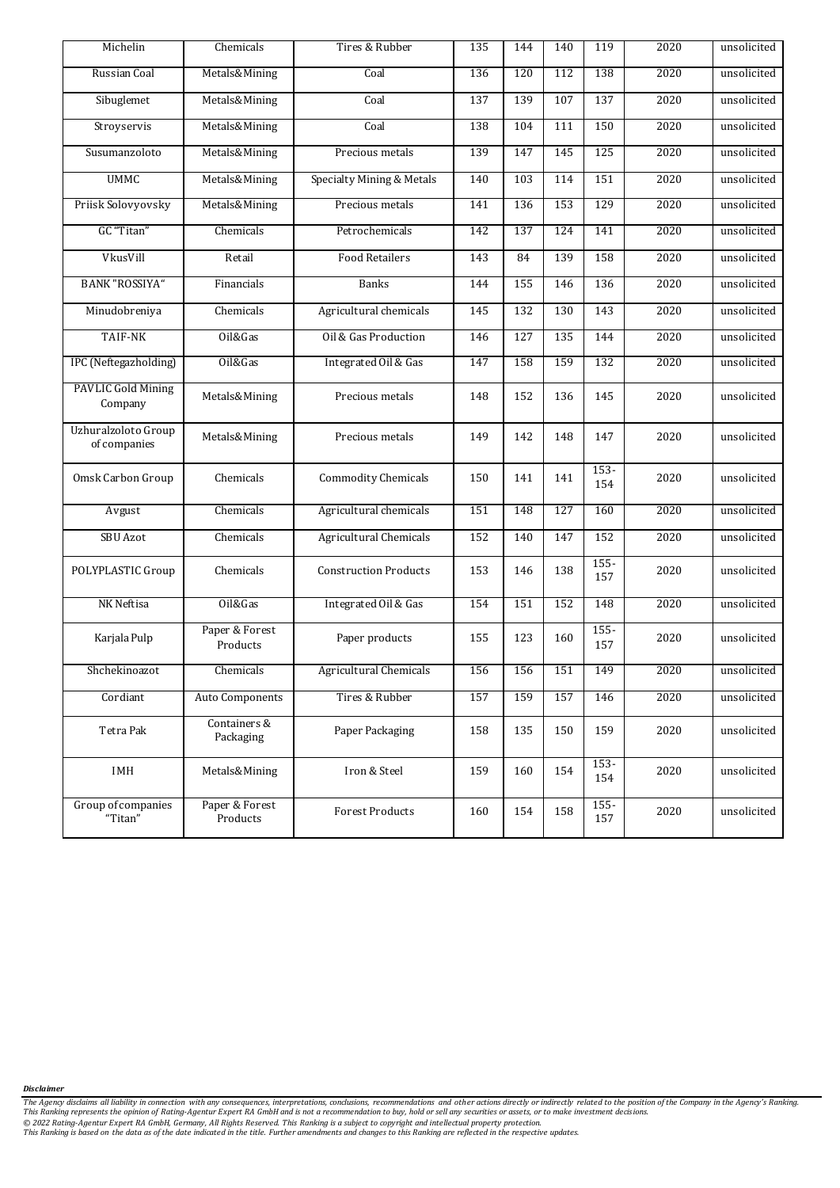| | | | | | | | | |
|---|---|---|---|---|---|---|---|---|
| Michelin | Chemicals | Tires & Rubber | 135 | 144 | 140 | 119 | 2020 | unsolicited |
| Russian Coal | Metals&Mining | Coal | 136 | 120 | 112 | 138 | 2020 | unsolicited |
| Sibuglemet | Metals&Mining | Coal | 137 | 139 | 107 | 137 | 2020 | unsolicited |
| Stroyservis | Metals&Mining | Coal | 138 | 104 | 111 | 150 | 2020 | unsolicited |
| Susumanzoloto | Metals&Mining | Precious metals | 139 | 147 | 145 | 125 | 2020 | unsolicited |
| UMMC | Metals&Mining | Specialty Mining & Metals | 140 | 103 | 114 | 151 | 2020 | unsolicited |
| Priisk Solovyovsky | Metals&Mining | Precious metals | 141 | 136 | 153 | 129 | 2020 | unsolicited |
| GC "Titan" | Chemicals | Petrochemicals | 142 | 137 | 124 | 141 | 2020 | unsolicited |
| VkusVill | Retail | Food Retailers | 143 | 84 | 139 | 158 | 2020 | unsolicited |
| BANK "ROSSIYA" | Financials | Banks | 144 | 155 | 146 | 136 | 2020 | unsolicited |
| Minudobreniya | Chemicals | Agricultural chemicals | 145 | 132 | 130 | 143 | 2020 | unsolicited |
| TAIF-NK | Oil&Gas | Oil & Gas Production | 146 | 127 | 135 | 144 | 2020 | unsolicited |
| IPC (Neftegazholding) | Oil&Gas | Integrated Oil & Gas | 147 | 158 | 159 | 132 | 2020 | unsolicited |
| PAVLIC Gold Mining Company | Metals&Mining | Precious metals | 148 | 152 | 136 | 145 | 2020 | unsolicited |
| Uzhuralzoloto Group of companies | Metals&Mining | Precious metals | 149 | 142 | 148 | 147 | 2020 | unsolicited |
| Omsk Carbon Group | Chemicals | Commodity Chemicals | 150 | 141 | 141 | 153-154 | 2020 | unsolicited |
| Avgust | Chemicals | Agricultural chemicals | 151 | 148 | 127 | 160 | 2020 | unsolicited |
| SBU Azot | Chemicals | Agricultural Chemicals | 152 | 140 | 147 | 152 | 2020 | unsolicited |
| POLYPLASTIC Group | Chemicals | Construction Products | 153 | 146 | 138 | 155-157 | 2020 | unsolicited |
| NK Neftisa | Oil&Gas | Integrated Oil & Gas | 154 | 151 | 152 | 148 | 2020 | unsolicited |
| Karjala Pulp | Paper & Forest Products | Paper products | 155 | 123 | 160 | 155-157 | 2020 | unsolicited |
| Shchekinoazot | Chemicals | Agricultural Chemicals | 156 | 156 | 151 | 149 | 2020 | unsolicited |
| Cordiant | Auto Components | Tires & Rubber | 157 | 159 | 157 | 146 | 2020 | unsolicited |
| Tetra Pak | Containers & Packaging | Paper Packaging | 158 | 135 | 150 | 159 | 2020 | unsolicited |
| IMH | Metals&Mining | Iron & Steel | 159 | 160 | 154 | 153-154 | 2020 | unsolicited |
| Group of companies "Titan" | Paper & Forest Products | Forest Products | 160 | 154 | 158 | 155-157 | 2020 | unsolicited |

***Disclaimer***

*The Agency disclaims all liability in connection with any consequences, interpretations, conclusions, recommendations and other actions directly or indirectly related to the position of the Company in the Agency's Ranking. This Ranking represents the opinion of Rating-Agentur Expert RA GmbH and is not a recommendation to buy, hold or sell any securities or assets, or to make investment decisions.*
*© 2022 Rating-Agentur Expert RA GmbH, Germany, All Rights Reserved. This Ranking is a subject to copyright and intellectual property protection.*
*This Ranking is based on the data as of the date indicated in the title. Further amendments and changes to this Ranking are reflected in the respective updates.*